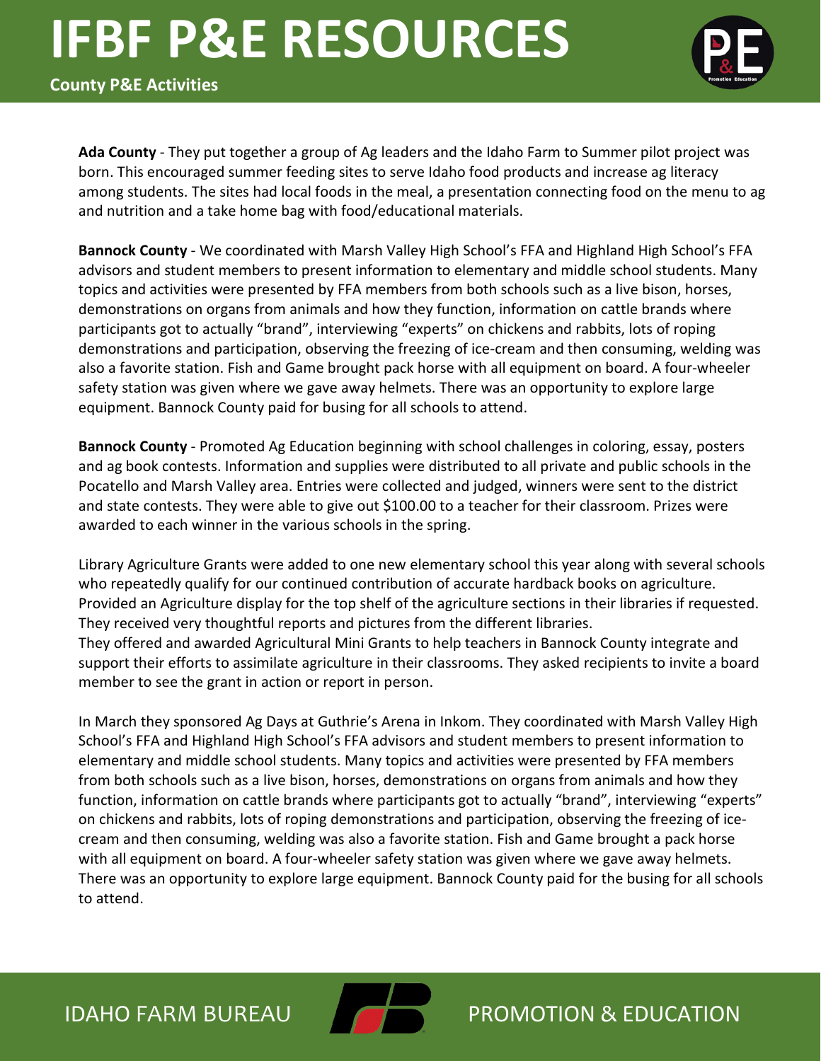# IFBF P&E RESOURCES

**County P&E Activities**

**Ada County** - They put together a group of Ag leaders and the Idaho Farm to Summer pilot project was born. This encouraged summer feeding sites to serve Idaho food products and increase ag literacy among students. The sites had local foods in the meal, a presentation connecting food on the menu to ag and nutrition and a take home bag with food/educational materials.

**Bannock County** - We coordinated with Marsh Valley High School's FFA and Highland High School's FFA advisors and student members to present information to elementary and middle school students. Many topics and activities were presented by FFA members from both schools such as a live bison, horses, demonstrations on organs from animals and how they function, information on cattle brands where participants got to actually "brand", interviewing "experts" on chickens and rabbits, lots of roping demonstrations and participation, observing the freezing of ice-cream and then consuming, welding was also a favorite station. Fish and Game brought pack horse with all equipment on board. A four-wheeler safety station was given where we gave away helmets. There was an opportunity to explore large equipment. Bannock County paid for busing for all schools to attend.

**Bannock County** - Promoted Ag Education beginning with school challenges in coloring, essay, posters and ag book contests. Information and supplies were distributed to all private and public schools in the Pocatello and Marsh Valley area. Entries were collected and judged, winners were sent to the district and state contests. They were able to give out $100.00 to a teacher for their classroom. Prizes were awarded to each winner in the various schools in the spring.

Library Agriculture Grants were added to one new elementary school this year along with several schools who repeatedly qualify for our continued contribution of accurate hardback books on agriculture. Provided an Agriculture display for the top shelf of the agriculture sections in their libraries if requested. They received very thoughtful reports and pictures from the different libraries.
They offered and awarded Agricultural Mini Grants to help teachers in Bannock County integrate and support their efforts to assimilate agriculture in their classrooms. They asked recipients to invite a board member to see the grant in action or report in person.

In March they sponsored Ag Days at Guthrie's Arena in Inkom. They coordinated with Marsh Valley High School's FFA and Highland High School's FFA advisors and student members to present information to elementary and middle school students. Many topics and activities were presented by FFA members from both schools such as a live bison, horses, demonstrations on organs from animals and how they function, information on cattle brands where participants got to actually "brand", interviewing "experts" on chickens and rabbits, lots of roping demonstrations and participation, observing the freezing of ice-cream and then consuming, welding was also a favorite station. Fish and Game brought a pack horse with all equipment on board. A four-wheeler safety station was given where we gave away helmets. There was an opportunity to explore large equipment. Bannock County paid for the busing for all schools to attend.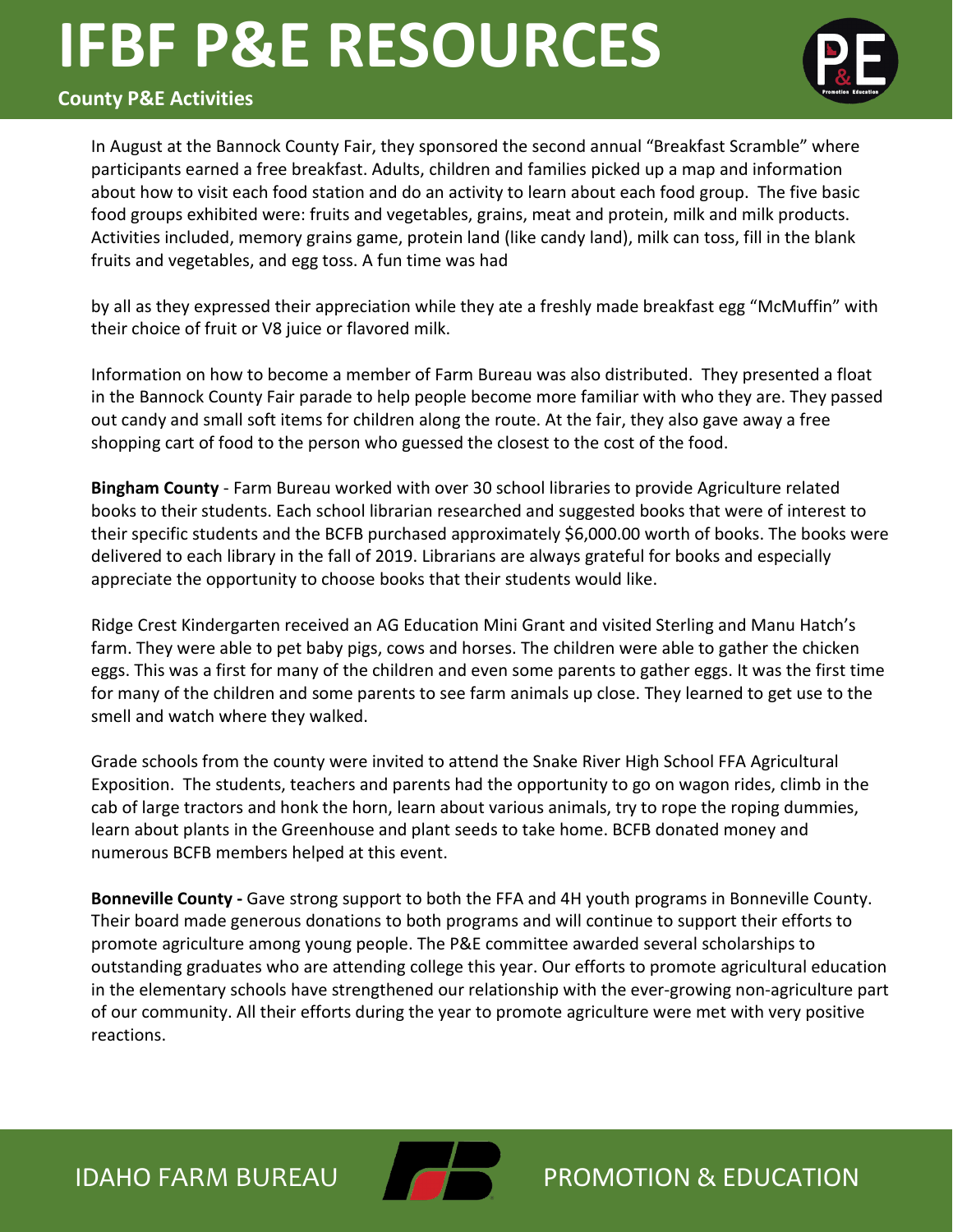In August at the Bannock County Fair, they sponsored the second annual "Breakfast Scramble" where participants earned a free breakfast. Adults, children and families picked up a map and information about how to visit each food station and do an activity to learn about each food group. The five basic food groups exhibited were: fruits and vegetables, grains, meat and protein, milk and milk products. Activities included, memory grains game, protein land (like candy land), milk can toss, fill in the blank fruits and vegetables, and egg toss. A fun time was had

by all as they expressed their appreciation while they ate a freshly made breakfast egg "McMuffin" with their choice of fruit or V8 juice or flavored milk.

Information on how to become a member of Farm Bureau was also distributed. They presented a float in the Bannock County Fair parade to help people become more familiar with who they are. They passed out candy and small soft items for children along the route. At the fair, they also gave away a free shopping cart of food to the person who guessed the closest to the cost of the food.

**Bingham County** - Farm Bureau worked with over 30 school libraries to provide Agriculture related books to their students. Each school librarian researched and suggested books that were of interest to their specific students and the BCFB purchased approximately $6,000.00 worth of books. The books were delivered to each library in the fall of 2019. Librarians are always grateful for books and especially appreciate the opportunity to choose books that their students would like.

Ridge Crest Kindergarten received an AG Education Mini Grant and visited Sterling and Manu Hatch's farm. They were able to pet baby pigs, cows and horses. The children were able to gather the chicken eggs. This was a first for many of the children and even some parents to gather eggs. It was the first time for many of the children and some parents to see farm animals up close. They learned to get use to the smell and watch where they walked.

Grade schools from the county were invited to attend the Snake River High School FFA Agricultural Exposition. The students, teachers and parents had the opportunity to go on wagon rides, climb in the cab of large tractors and honk the horn, learn about various animals, try to rope the roping dummies, learn about plants in the Greenhouse and plant seeds to take home. BCFB donated money and numerous BCFB members helped at this event.

**Bonneville County -** Gave strong support to both the FFA and 4H youth programs in Bonneville County. Their board made generous donations to both programs and will continue to support their efforts to promote agriculture among young people. The P&E committee awarded several scholarships to outstanding graduates who are attending college this year. Our efforts to promote agricultural education in the elementary schools have strengthened our relationship with the ever-growing non-agriculture part of our community. All their efforts during the year to promote agriculture were met with very positive reactions.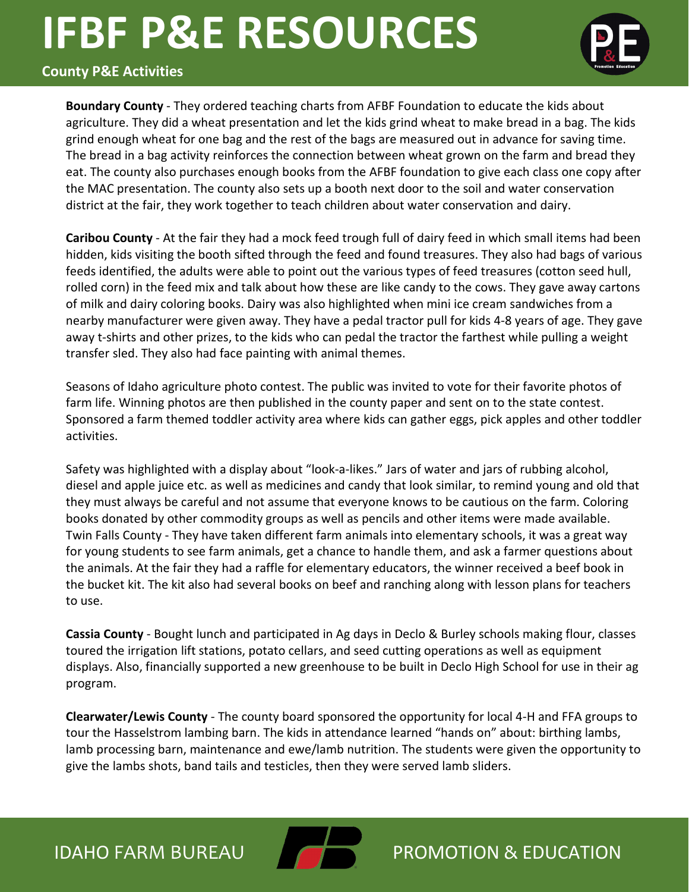**Boundary County** - They ordered teaching charts from AFBF Foundation to educate the kids about agriculture. They did a wheat presentation and let the kids grind wheat to make bread in a bag. The kids grind enough wheat for one bag and the rest of the bags are measured out in advance for saving time. The bread in a bag activity reinforces the connection between wheat grown on the farm and bread they eat. The county also purchases enough books from the AFBF foundation to give each class one copy after the MAC presentation. The county also sets up a booth next door to the soil and water conservation district at the fair, they work together to teach children about water conservation and dairy.

**Caribou County** - At the fair they had a mock feed trough full of dairy feed in which small items had been hidden, kids visiting the booth sifted through the feed and found treasures. They also had bags of various feeds identified, the adults were able to point out the various types of feed treasures (cotton seed hull, rolled corn) in the feed mix and talk about how these are like candy to the cows. They gave away cartons of milk and dairy coloring books. Dairy was also highlighted when mini ice cream sandwiches from a nearby manufacturer were given away. They have a pedal tractor pull for kids 4-8 years of age. They gave away t-shirts and other prizes, to the kids who can pedal the tractor the farthest while pulling a weight transfer sled. They also had face painting with animal themes.

Seasons of Idaho agriculture photo contest. The public was invited to vote for their favorite photos of farm life. Winning photos are then published in the county paper and sent on to the state contest. Sponsored a farm themed toddler activity area where kids can gather eggs, pick apples and other toddler activities.

Safety was highlighted with a display about "look-a-likes." Jars of water and jars of rubbing alcohol, diesel and apple juice etc. as well as medicines and candy that look similar, to remind young and old that they must always be careful and not assume that everyone knows to be cautious on the farm. Coloring books donated by other commodity groups as well as pencils and other items were made available.
Twin Falls County - They have taken different farm animals into elementary schools, it was a great way for young students to see farm animals, get a chance to handle them, and ask a farmer questions about the animals. At the fair they had a raffle for elementary educators, the winner received a beef book in the bucket kit. The kit also had several books on beef and ranching along with lesson plans for teachers to use.

**Cassia County** - Bought lunch and participated in Ag days in Declo & Burley schools making flour, classes toured the irrigation lift stations, potato cellars, and seed cutting operations as well as equipment displays. Also, financially supported a new greenhouse to be built in Declo High School for use in their ag program.

**Clearwater/Lewis County** - The county board sponsored the opportunity for local 4-H and FFA groups to tour the Hasselstrom lambing barn. The kids in attendance learned "hands on" about: birthing lambs, lamb processing barn, maintenance and ewe/lamb nutrition. The students were given the opportunity to give the lambs shots, band tails and testicles, then they were served lamb sliders.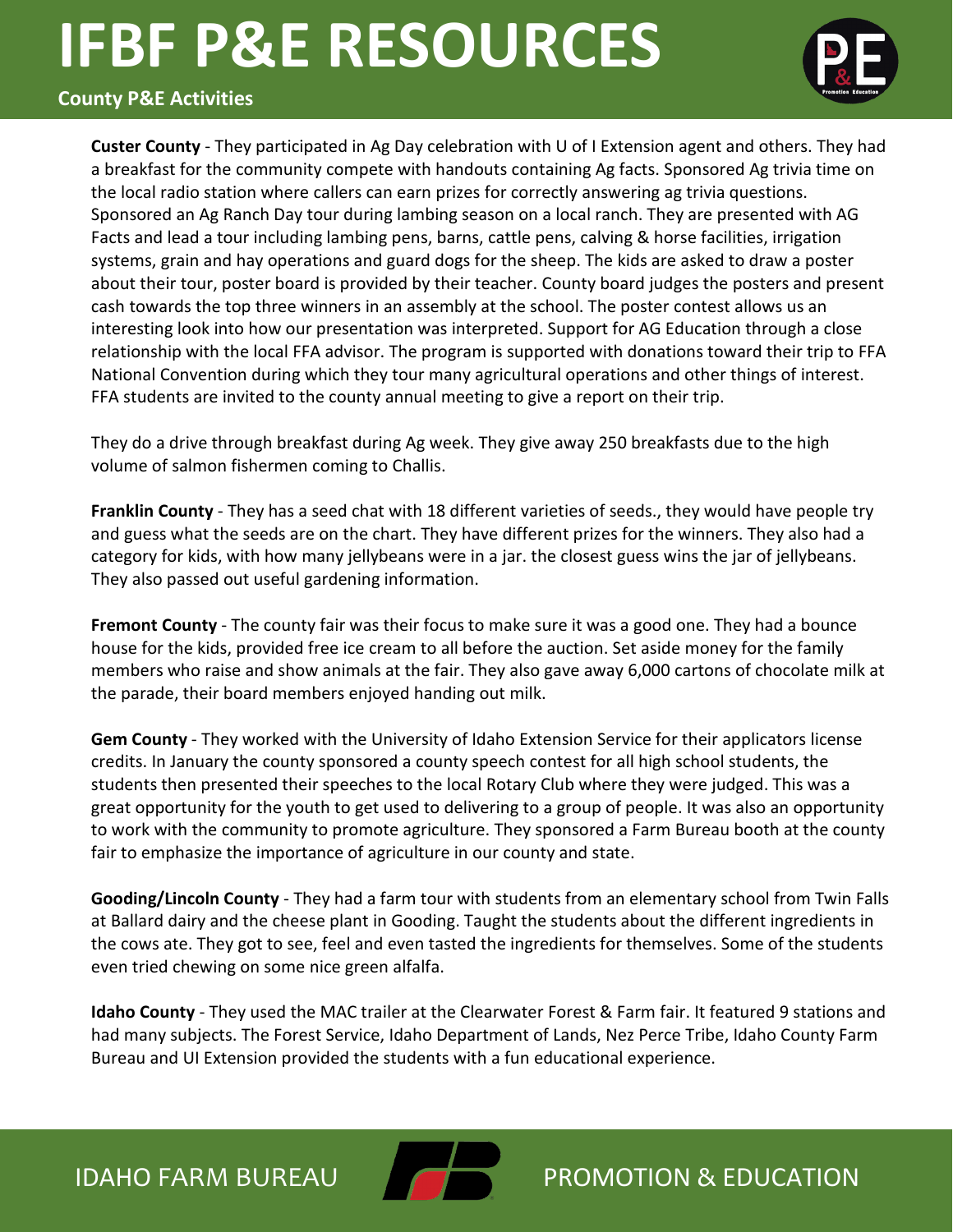# IFBF P&E RESOURCES

**County P&E Activities**

**Custer County** - They participated in Ag Day celebration with U of I Extension agent and others. They had a breakfast for the community compete with handouts containing Ag facts. Sponsored Ag trivia time on the local radio station where callers can earn prizes for correctly answering ag trivia questions. Sponsored an Ag Ranch Day tour during lambing season on a local ranch. They are presented with AG Facts and lead a tour including lambing pens, barns, cattle pens, calving & horse facilities, irrigation systems, grain and hay operations and guard dogs for the sheep. The kids are asked to draw a poster about their tour, poster board is provided by their teacher. County board judges the posters and present cash towards the top three winners in an assembly at the school. The poster contest allows us an interesting look into how our presentation was interpreted. Support for AG Education through a close relationship with the local FFA advisor. The program is supported with donations toward their trip to FFA National Convention during which they tour many agricultural operations and other things of interest. FFA students are invited to the county annual meeting to give a report on their trip.

They do a drive through breakfast during Ag week. They give away 250 breakfasts due to the high volume of salmon fishermen coming to Challis.

**Franklin County** - They has a seed chat with 18 different varieties of seeds., they would have people try and guess what the seeds are on the chart. They have different prizes for the winners. They also had a category for kids, with how many jellybeans were in a jar. the closest guess wins the jar of jellybeans. They also passed out useful gardening information.

**Fremont County** - The county fair was their focus to make sure it was a good one. They had a bounce house for the kids, provided free ice cream to all before the auction. Set aside money for the family members who raise and show animals at the fair. They also gave away 6,000 cartons of chocolate milk at the parade, their board members enjoyed handing out milk.

**Gem County** - They worked with the University of Idaho Extension Service for their applicators license credits. In January the county sponsored a county speech contest for all high school students, the students then presented their speeches to the local Rotary Club where they were judged. This was a great opportunity for the youth to get used to delivering to a group of people. It was also an opportunity to work with the community to promote agriculture. They sponsored a Farm Bureau booth at the county fair to emphasize the importance of agriculture in our county and state.

**Gooding/Lincoln County** - They had a farm tour with students from an elementary school from Twin Falls at Ballard dairy and the cheese plant in Gooding. Taught the students about the different ingredients in the cows ate. They got to see, feel and even tasted the ingredients for themselves. Some of the students even tried chewing on some nice green alfalfa.

**Idaho County** - They used the MAC trailer at the Clearwater Forest & Farm fair. It featured 9 stations and had many subjects. The Forest Service, Idaho Department of Lands, Nez Perce Tribe, Idaho County Farm Bureau and UI Extension provided the students with a fun educational experience.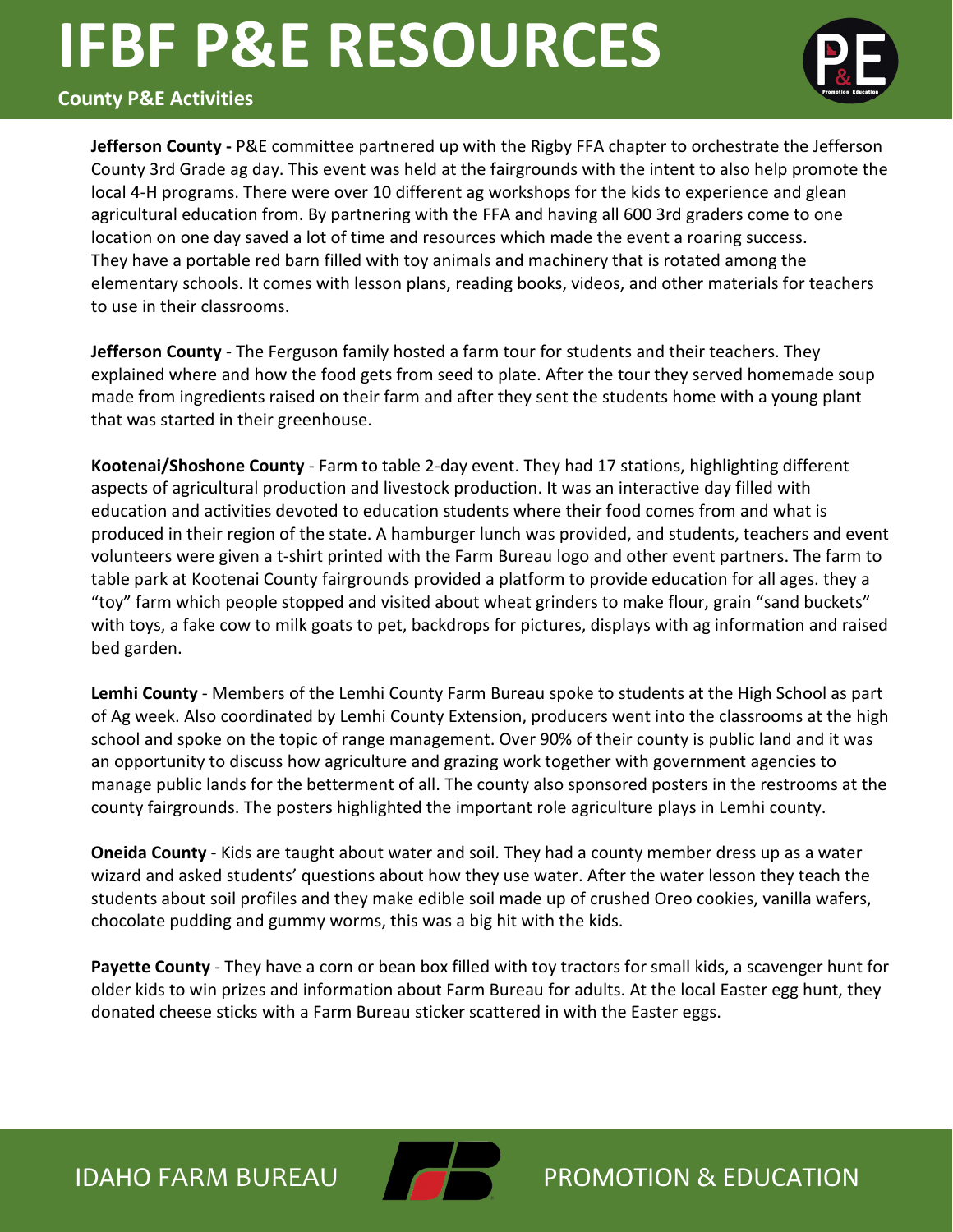# IFBF P&E RESOURCES

**County P&E Activities**

**Jefferson County -** P&E committee partnered up with the Rigby FFA chapter to orchestrate the Jefferson County 3rd Grade ag day. This event was held at the fairgrounds with the intent to also help promote the local 4-H programs. There were over 10 different ag workshops for the kids to experience and glean agricultural education from. By partnering with the FFA and having all 600 3rd graders come to one location on one day saved a lot of time and resources which made the event a roaring success. They have a portable red barn filled with toy animals and machinery that is rotated among the elementary schools. It comes with lesson plans, reading books, videos, and other materials for teachers to use in their classrooms.

**Jefferson County** - The Ferguson family hosted a farm tour for students and their teachers. They explained where and how the food gets from seed to plate. After the tour they served homemade soup made from ingredients raised on their farm and after they sent the students home with a young plant that was started in their greenhouse.

**Kootenai/Shoshone County** - Farm to table 2-day event. They had 17 stations, highlighting different aspects of agricultural production and livestock production. It was an interactive day filled with education and activities devoted to education students where their food comes from and what is produced in their region of the state. A hamburger lunch was provided, and students, teachers and event volunteers were given a t-shirt printed with the Farm Bureau logo and other event partners. The farm to table park at Kootenai County fairgrounds provided a platform to provide education for all ages. they a "toy" farm which people stopped and visited about wheat grinders to make flour, grain "sand buckets" with toys, a fake cow to milk goats to pet, backdrops for pictures, displays with ag information and raised bed garden.

**Lemhi County** - Members of the Lemhi County Farm Bureau spoke to students at the High School as part of Ag week. Also coordinated by Lemhi County Extension, producers went into the classrooms at the high school and spoke on the topic of range management. Over 90% of their county is public land and it was an opportunity to discuss how agriculture and grazing work together with government agencies to manage public lands for the betterment of all. The county also sponsored posters in the restrooms at the county fairgrounds. The posters highlighted the important role agriculture plays in Lemhi county.

**Oneida County** - Kids are taught about water and soil. They had a county member dress up as a water wizard and asked students' questions about how they use water. After the water lesson they teach the students about soil profiles and they make edible soil made up of crushed Oreo cookies, vanilla wafers, chocolate pudding and gummy worms, this was a big hit with the kids.

**Payette County** - They have a corn or bean box filled with toy tractors for small kids, a scavenger hunt for older kids to win prizes and information about Farm Bureau for adults. At the local Easter egg hunt, they donated cheese sticks with a Farm Bureau sticker scattered in with the Easter eggs.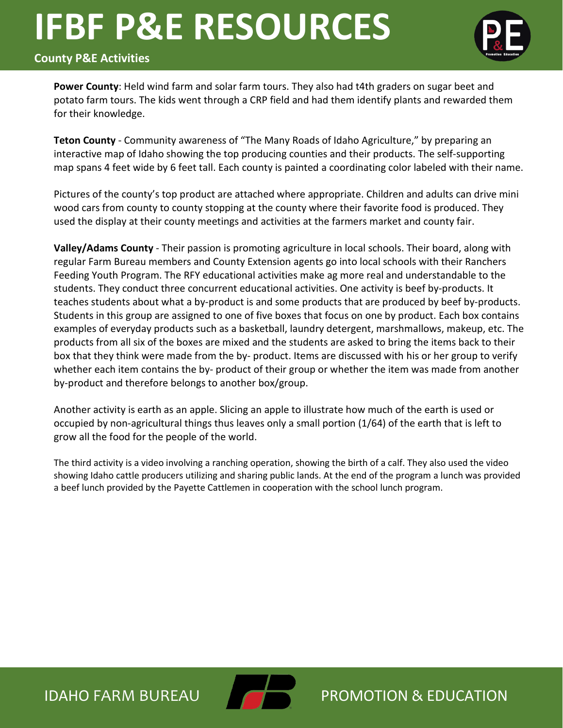**Power County**: Held wind farm and solar farm tours. They also had t4th graders on sugar beet and potato farm tours. The kids went through a CRP field and had them identify plants and rewarded them for their knowledge.

**Teton County** - Community awareness of "The Many Roads of Idaho Agriculture," by preparing an interactive map of Idaho showing the top producing counties and their products. The self-supporting map spans 4 feet wide by 6 feet tall. Each county is painted a coordinating color labeled with their name.

Pictures of the county's top product are attached where appropriate. Children and adults can drive mini wood cars from county to county stopping at the county where their favorite food is produced. They used the display at their county meetings and activities at the farmers market and county fair.

**Valley/Adams County** - Their passion is promoting agriculture in local schools. Their board, along with regular Farm Bureau members and County Extension agents go into local schools with their Ranchers Feeding Youth Program. The RFY educational activities make ag more real and understandable to the students. They conduct three concurrent educational activities. One activity is beef by-products. It teaches students about what a by-product is and some products that are produced by beef by-products. Students in this group are assigned to one of five boxes that focus on one by product. Each box contains examples of everyday products such as a basketball, laundry detergent, marshmallows, makeup, etc. The products from all six of the boxes are mixed and the students are asked to bring the items back to their box that they think were made from the by- product. Items are discussed with his or her group to verify whether each item contains the by- product of their group or whether the item was made from another by-product and therefore belongs to another box/group.

Another activity is earth as an apple. Slicing an apple to illustrate how much of the earth is used or occupied by non-agricultural things thus leaves only a small portion (1/64) of the earth that is left to grow all the food for the people of the world.

The third activity is a video involving a ranching operation, showing the birth of a calf. They also used the video showing Idaho cattle producers utilizing and sharing public lands. At the end of the program a lunch was provided a beef lunch provided by the Payette Cattlemen in cooperation with the school lunch program.